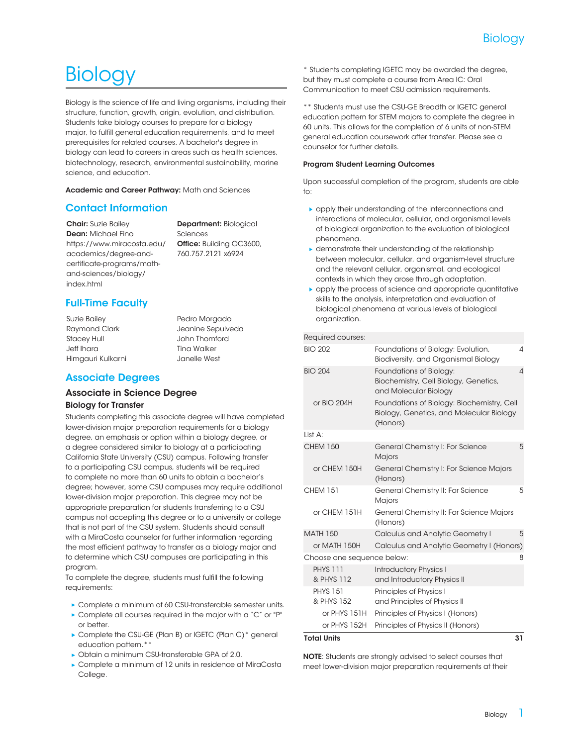# Biology

Biology is the science of life and living organisms, including their structure, function, growth, origin, evolution, and distribution. Students take biology courses to prepare for a biology major, to fulfill general education requirements, and to meet prerequisites for related courses. A bachelor's degree in biology can lead to careers in areas such as health sciences, biotechnology, research, environmental sustainability, marine science, and education.

**Academic and Career Pathway:** Math and Sciences

## Contact Information

**Chair:** Suzie Bailey
**Dean:** Michael Fino
https://www.miracosta.edu/academics/degree-and-certificate-programs/math-and-sciences/biology/index.html

**Department:** Biological Sciences
**Office:** Building OC3600, 760.757.2121 x6924

## Full-Time Faculty

Suzie Bailey
Raymond Clark
Stacey Hull
Jeff Ihara
Himgauri Kulkarni
Pedro Morgado
Jeanine Sepulveda
John Thomford
Tina Walker
Janelle West

## Associate Degrees

### Associate in Science Degree

#### Biology for Transfer

Students completing this associate degree will have completed lower-division major preparation requirements for a biology degree, an emphasis or option within a biology degree, or a degree considered similar to biology at a participating California State University (CSU) campus. Following transfer to a participating CSU campus, students will be required to complete no more than 60 units to obtain a bachelor's degree; however, some CSU campuses may require additional lower-division major preparation. This degree may not be appropriate preparation for students transferring to a CSU campus not accepting this degree or to a university or college that is not part of the CSU system. Students should consult with a MiraCosta counselor for further information regarding the most efficient pathway to transfer as a biology major and to determine which CSU campuses are participating in this program.

To complete the degree, students must fulfill the following requirements:

- Complete a minimum of 60 CSU-transferable semester units.
- Complete all courses required in the major with a "C" or "P" or better.
- Complete the CSU-GE (Plan B) or IGETC (Plan C)* general education pattern.**
- Obtain a minimum CSU-transferable GPA of 2.0.
- Complete a minimum of 12 units in residence at MiraCosta College.

* Students completing IGETC may be awarded the degree, but they must complete a course from Area IC: Oral Communication to meet CSU admission requirements.

** Students must use the CSU-GE Breadth or IGETC general education pattern for STEM majors to complete the degree in 60 units. This allows for the completion of 6 units of non-STEM general education coursework after transfer. Please see a counselor for further details.

**Program Student Learning Outcomes**

Upon successful completion of the program, students are able to:

- apply their understanding of the interconnections and interactions of molecular, cellular, and organismal levels of biological organization to the evaluation of biological phenomena.
- demonstrate their understanding of the relationship between molecular, cellular, and organism-level structure and the relevant cellular, organismal, and ecological contexts in which they arose through adaptation.
- apply the process of science and appropriate quantitative skills to the analysis, interpretation and evaluation of biological phenomena at various levels of biological organization.

| Required courses: | | |
|---|---|---|
| BIO 202 | Foundations of Biology: Evolution, Biodiversity, and Organismal Biology | 4 |
| BIO 204 | Foundations of Biology: Biochemistry, Cell Biology, Genetics, and Molecular Biology | 4 |
| or BIO 204H | Foundations of Biology: Biochemistry, Cell Biology, Genetics, and Molecular Biology (Honors) | |
| List A: | | |
| CHEM 150 | General Chemistry I: For Science Majors | 5 |
| or CHEM 150H | General Chemistry I: For Science Majors (Honors) | |
| CHEM 151 | General Chemistry II: For Science Majors | 5 |
| or CHEM 151H | General Chemistry II: For Science Majors (Honors) | |
| MATH 150 | Calculus and Analytic Geometry I | 5 |
| or MATH 150H | Calculus and Analytic Geometry I (Honors) | |
| Choose one sequence below: | | 8 |
| PHYS 111 & PHYS 112 | Introductory Physics I and Introductory Physics II | |
| PHYS 151 & PHYS 152 | Principles of Physics I and Principles of Physics II | |
| or PHYS 151H | Principles of Physics I (Honors) | |
| or PHYS 152H | Principles of Physics II (Honors) | |
| **Total Units** | | **31** |

**NOTE**: Students are strongly advised to select courses that meet lower-division major preparation requirements at their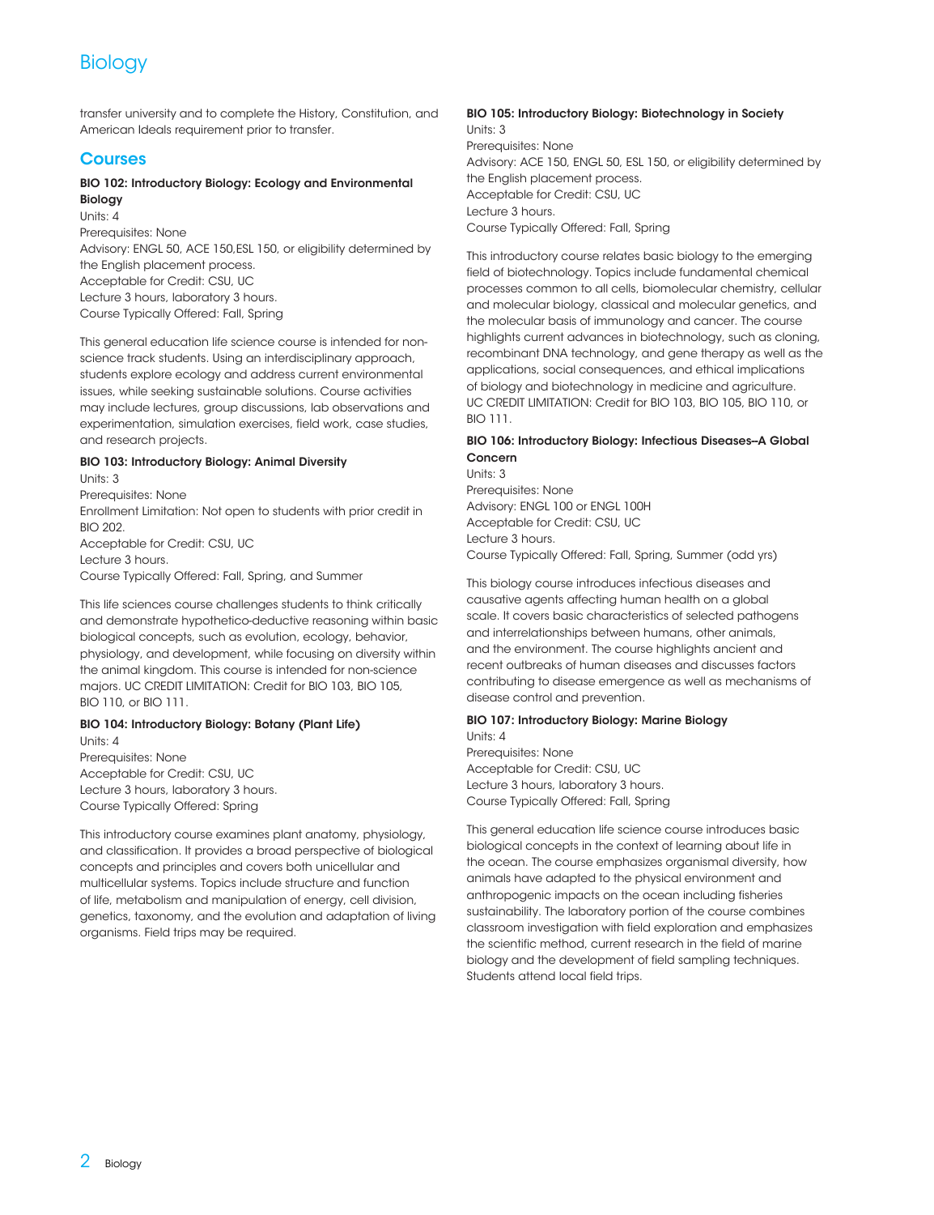transfer university and to complete the History, Constitution, and American Ideals requirement prior to transfer.

## Courses

**BIO 102: Introductory Biology: Ecology and Environmental Biology**
Units: 4
Prerequisites: None
Advisory: ENGL 50, ACE 150,ESL 150, or eligibility determined by the English placement process.
Acceptable for Credit: CSU, UC
Lecture 3 hours, laboratory 3 hours.
Course Typically Offered: Fall, Spring

This general education life science course is intended for non-science track students. Using an interdisciplinary approach, students explore ecology and address current environmental issues, while seeking sustainable solutions. Course activities may include lectures, group discussions, lab observations and experimentation, simulation exercises, field work, case studies, and research projects.

**BIO 103: Introductory Biology: Animal Diversity**
Units: 3
Prerequisites: None
Enrollment Limitation: Not open to students with prior credit in BIO 202.
Acceptable for Credit: CSU, UC
Lecture 3 hours.
Course Typically Offered: Fall, Spring, and Summer

This life sciences course challenges students to think critically and demonstrate hypothetico-deductive reasoning within basic biological concepts, such as evolution, ecology, behavior, physiology, and development, while focusing on diversity within the animal kingdom. This course is intended for non-science majors. UC CREDIT LIMITATION: Credit for BIO 103, BIO 105, BIO 110, or BIO 111.

**BIO 104: Introductory Biology: Botany (Plant Life)**
Units: 4
Prerequisites: None
Acceptable for Credit: CSU, UC
Lecture 3 hours, laboratory 3 hours.
Course Typically Offered: Spring

This introductory course examines plant anatomy, physiology, and classification. It provides a broad perspective of biological concepts and principles and covers both unicellular and multicellular systems. Topics include structure and function of life, metabolism and manipulation of energy, cell division, genetics, taxonomy, and the evolution and adaptation of living organisms. Field trips may be required.

**BIO 105: Introductory Biology: Biotechnology in Society**
Units: 3
Prerequisites: None
Advisory: ACE 150, ENGL 50, ESL 150, or eligibility determined by the English placement process.
Acceptable for Credit: CSU, UC
Lecture 3 hours.
Course Typically Offered: Fall, Spring

This introductory course relates basic biology to the emerging field of biotechnology. Topics include fundamental chemical processes common to all cells, biomolecular chemistry, cellular and molecular biology, classical and molecular genetics, and the molecular basis of immunology and cancer. The course highlights current advances in biotechnology, such as cloning, recombinant DNA technology, and gene therapy as well as the applications, social consequences, and ethical implications of biology and biotechnology in medicine and agriculture. UC CREDIT LIMITATION: Credit for BIO 103, BIO 105, BIO 110, or BIO 111.

**BIO 106: Introductory Biology: Infectious Diseases–A Global Concern**
Units: 3
Prerequisites: None
Advisory: ENGL 100 or ENGL 100H
Acceptable for Credit: CSU, UC
Lecture 3 hours.
Course Typically Offered: Fall, Spring, Summer (odd yrs)

This biology course introduces infectious diseases and causative agents affecting human health on a global scale. It covers basic characteristics of selected pathogens and interrelationships between humans, other animals, and the environment. The course highlights ancient and recent outbreaks of human diseases and discusses factors contributing to disease emergence as well as mechanisms of disease control and prevention.

**BIO 107: Introductory Biology: Marine Biology**
Units: 4
Prerequisites: None
Acceptable for Credit: CSU, UC
Lecture 3 hours, laboratory 3 hours.
Course Typically Offered: Fall, Spring

This general education life science course introduces basic biological concepts in the context of learning about life in the ocean. The course emphasizes organismal diversity, how animals have adapted to the physical environment and anthropogenic impacts on the ocean including fisheries sustainability. The laboratory portion of the course combines classroom investigation with field exploration and emphasizes the scientific method, current research in the field of marine biology and the development of field sampling techniques. Students attend local field trips.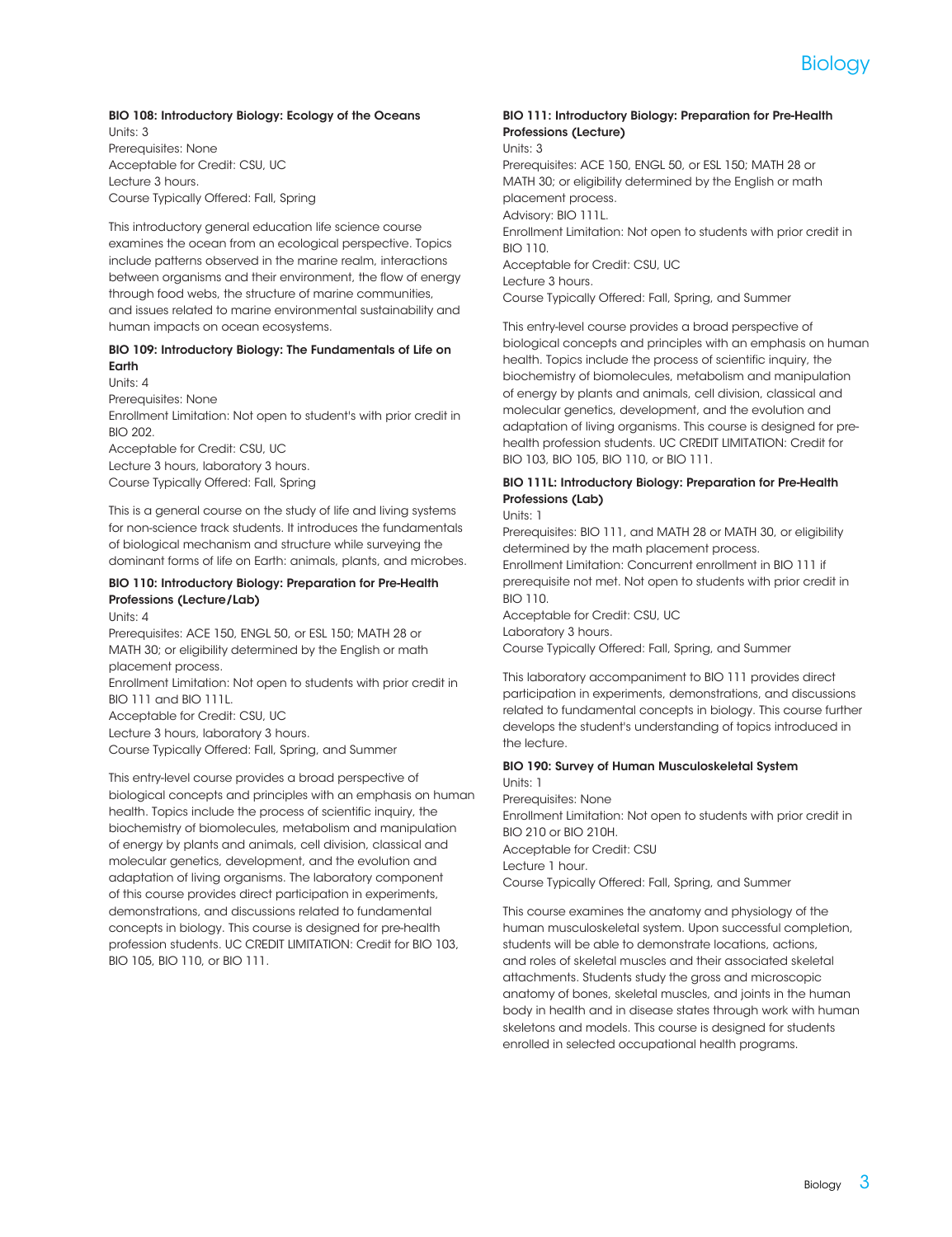#### BIO 108: Introductory Biology: Ecology of the Oceans

Units: 3
Prerequisites: None
Acceptable for Credit: CSU, UC
Lecture 3 hours.
Course Typically Offered: Fall, Spring

This introductory general education life science course examines the ocean from an ecological perspective. Topics include patterns observed in the marine realm, interactions between organisms and their environment, the flow of energy through food webs, the structure of marine communities, and issues related to marine environmental sustainability and human impacts on ocean ecosystems.

#### BIO 109: Introductory Biology: The Fundamentals of Life on Earth

Units: 4
Prerequisites: None
Enrollment Limitation: Not open to student's with prior credit in BIO 202.
Acceptable for Credit: CSU, UC
Lecture 3 hours, laboratory 3 hours.
Course Typically Offered: Fall, Spring

This is a general course on the study of life and living systems for non-science track students. It introduces the fundamentals of biological mechanism and structure while surveying the dominant forms of life on Earth: animals, plants, and microbes.

#### BIO 110: Introductory Biology: Preparation for Pre-Health Professions (Lecture/Lab)

Units: 4
Prerequisites: ACE 150, ENGL 50, or ESL 150; MATH 28 or MATH 30; or eligibility determined by the English or math placement process.
Enrollment Limitation: Not open to students with prior credit in BIO 111 and BIO 111L.
Acceptable for Credit: CSU, UC
Lecture 3 hours, laboratory 3 hours.
Course Typically Offered: Fall, Spring, and Summer

This entry-level course provides a broad perspective of biological concepts and principles with an emphasis on human health. Topics include the process of scientific inquiry, the biochemistry of biomolecules, metabolism and manipulation of energy by plants and animals, cell division, classical and molecular genetics, development, and the evolution and adaptation of living organisms. The laboratory component of this course provides direct participation in experiments, demonstrations, and discussions related to fundamental concepts in biology. This course is designed for pre-health profession students. UC CREDIT LIMITATION: Credit for BIO 103, BIO 105, BIO 110, or BIO 111.

#### BIO 111: Introductory Biology: Preparation for Pre-Health Professions (Lecture)

Units: 3
Prerequisites: ACE 150, ENGL 50, or ESL 150; MATH 28 or MATH 30; or eligibility determined by the English or math placement process.
Advisory: BIO 111L.
Enrollment Limitation: Not open to students with prior credit in BIO 110.
Acceptable for Credit: CSU, UC
Lecture 3 hours.
Course Typically Offered: Fall, Spring, and Summer

This entry-level course provides a broad perspective of biological concepts and principles with an emphasis on human health. Topics include the process of scientific inquiry, the biochemistry of biomolecules, metabolism and manipulation of energy by plants and animals, cell division, classical and molecular genetics, development, and the evolution and adaptation of living organisms. This course is designed for pre-health profession students. UC CREDIT LIMITATION: Credit for BIO 103, BIO 105, BIO 110, or BIO 111.

#### BIO 111L: Introductory Biology: Preparation for Pre-Health Professions (Lab)

Units: 1
Prerequisites: BIO 111, and MATH 28 or MATH 30, or eligibility determined by the math placement process.
Enrollment Limitation: Concurrent enrollment in BIO 111 if prerequisite not met. Not open to students with prior credit in BIO 110.
Acceptable for Credit: CSU, UC
Laboratory 3 hours.
Course Typically Offered: Fall, Spring, and Summer

This laboratory accompaniment to BIO 111 provides direct participation in experiments, demonstrations, and discussions related to fundamental concepts in biology. This course further develops the student's understanding of topics introduced in the lecture.

#### BIO 190: Survey of Human Musculoskeletal System

Units: 1
Prerequisites: None
Enrollment Limitation: Not open to students with prior credit in BIO 210 or BIO 210H.
Acceptable for Credit: CSU
Lecture 1 hour.
Course Typically Offered: Fall, Spring, and Summer

This course examines the anatomy and physiology of the human musculoskeletal system. Upon successful completion, students will be able to demonstrate locations, actions, and roles of skeletal muscles and their associated skeletal attachments. Students study the gross and microscopic anatomy of bones, skeletal muscles, and joints in the human body in health and in disease states through work with human skeletons and models. This course is designed for students enrolled in selected occupational health programs.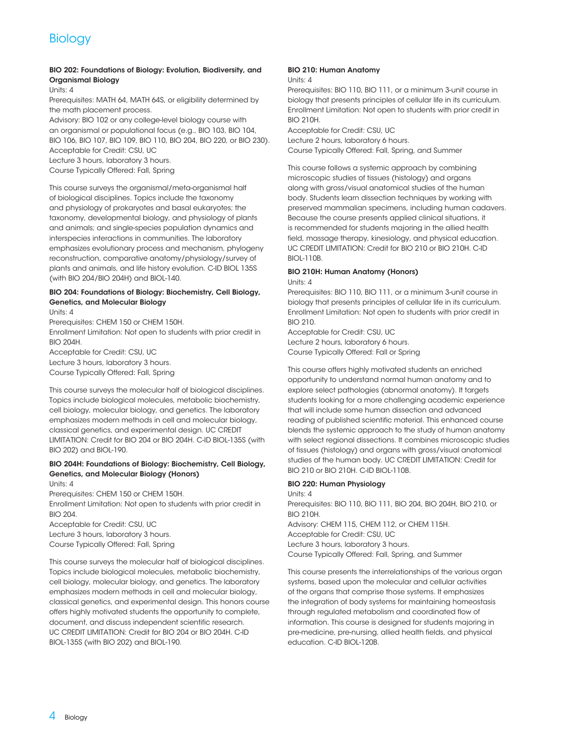# Biology

### BIO 202: Foundations of Biology: Evolution, Biodiversity, and Organismal Biology

Units: 4
Prerequisites: MATH 64, MATH 64S, or eligibility determined by the math placement process.
Advisory: BIO 102 or any college-level biology course with an organismal or populational focus (e.g., BIO 103, BIO 104, BIO 106, BIO 107, BIO 109, BIO 110, BIO 204, BIO 220, or BIO 230).
Acceptable for Credit: CSU, UC
Lecture 3 hours, laboratory 3 hours.
Course Typically Offered: Fall, Spring

This course surveys the organismal/meta-organismal half of biological disciplines. Topics include the taxonomy and physiology of prokaryotes and basal eukaryotes; the taxonomy, developmental biology, and physiology of plants and animals; and single-species population dynamics and interspecies interactions in communities. The laboratory emphasizes evolutionary process and mechanism, phylogeny reconstruction, comparative anatomy/physiology/survey of plants and animals, and life history evolution. C-ID BIOL 135S (with BIO 204/BIO 204H) and BIOL-140.

### BIO 204: Foundations of Biology: Biochemistry, Cell Biology, Genetics, and Molecular Biology

Units: 4
Prerequisites: CHEM 150 or CHEM 150H.
Enrollment Limitation: Not open to students with prior credit in BIO 204H.
Acceptable for Credit: CSU, UC
Lecture 3 hours, laboratory 3 hours.
Course Typically Offered: Fall, Spring

This course surveys the molecular half of biological disciplines. Topics include biological molecules, metabolic biochemistry, cell biology, molecular biology, and genetics. The laboratory emphasizes modern methods in cell and molecular biology, classical genetics, and experimental design. UC CREDIT LIMITATION: Credit for BIO 204 or BIO 204H. C-ID BIOL-135S (with BIO 202) and BIOL-190.

### BIO 204H: Foundations of Biology: Biochemistry, Cell Biology, Genetics, and Molecular Biology (Honors)

Units: 4
Prerequisites: CHEM 150 or CHEM 150H.
Enrollment Limitation: Not open to students with prior credit in BIO 204.
Acceptable for Credit: CSU, UC
Lecture 3 hours, laboratory 3 hours.
Course Typically Offered: Fall, Spring

This course surveys the molecular half of biological disciplines. Topics include biological molecules, metabolic biochemistry, cell biology, molecular biology, and genetics. The laboratory emphasizes modern methods in cell and molecular biology, classical genetics, and experimental design. This honors course offers highly motivated students the opportunity to complete, document, and discuss independent scientific research. UC CREDIT LIMITATION: Credit for BIO 204 or BIO 204H. C-ID BIOL-135S (with BIO 202) and BIOL-190.

### BIO 210: Human Anatomy

Units: 4
Prerequisites: BIO 110, BIO 111, or a minimum 3-unit course in biology that presents principles of cellular life in its curriculum.
Enrollment Limitation: Not open to students with prior credit in BIO 210H.
Acceptable for Credit: CSU, UC
Lecture 2 hours, laboratory 6 hours.
Course Typically Offered: Fall, Spring, and Summer

This course follows a systemic approach by combining microscopic studies of tissues (histology) and organs along with gross/visual anatomical studies of the human body. Students learn dissection techniques by working with preserved mammalian specimens, including human cadavers. Because the course presents applied clinical situations, it is recommended for students majoring in the allied health field, massage therapy, kinesiology, and physical education. UC CREDIT LIMITATION: Credit for BIO 210 or BIO 210H. C-ID BIOL-110B.

### BIO 210H: Human Anatomy (Honors)

Units: 4
Prerequisites: BIO 110, BIO 111, or a minimum 3-unit course in biology that presents principles of cellular life in its curriculum.
Enrollment Limitation: Not open to students with prior credit in BIO 210.
Acceptable for Credit: CSU, UC
Lecture 2 hours, laboratory 6 hours.
Course Typically Offered: Fall or Spring

This course offers highly motivated students an enriched opportunity to understand normal human anatomy and to explore select pathologies (abnormal anatomy). It targets students looking for a more challenging academic experience that will include some human dissection and advanced reading of published scientific material. This enhanced course blends the systemic approach to the study of human anatomy with select regional dissections. It combines microscopic studies of tissues (histology) and organs with gross/visual anatomical studies of the human body. UC CREDIT LIMITATION: Credit for BIO 210 or BIO 210H. C-ID BIOL-110B.

### BIO 220: Human Physiology

Units: 4
Prerequisites: BIO 110, BIO 111, BIO 204, BIO 204H, BIO 210, or BIO 210H.
Advisory: CHEM 115, CHEM 112, or CHEM 115H.
Acceptable for Credit: CSU, UC
Lecture 3 hours, laboratory 3 hours.
Course Typically Offered: Fall, Spring, and Summer

This course presents the interrelationships of the various organ systems, based upon the molecular and cellular activities of the organs that comprise those systems. It emphasizes the integration of body systems for maintaining homeostasis through regulated metabolism and coordinated flow of information. This course is designed for students majoring in pre-medicine, pre-nursing, allied health fields, and physical education. C-ID BIOL-120B.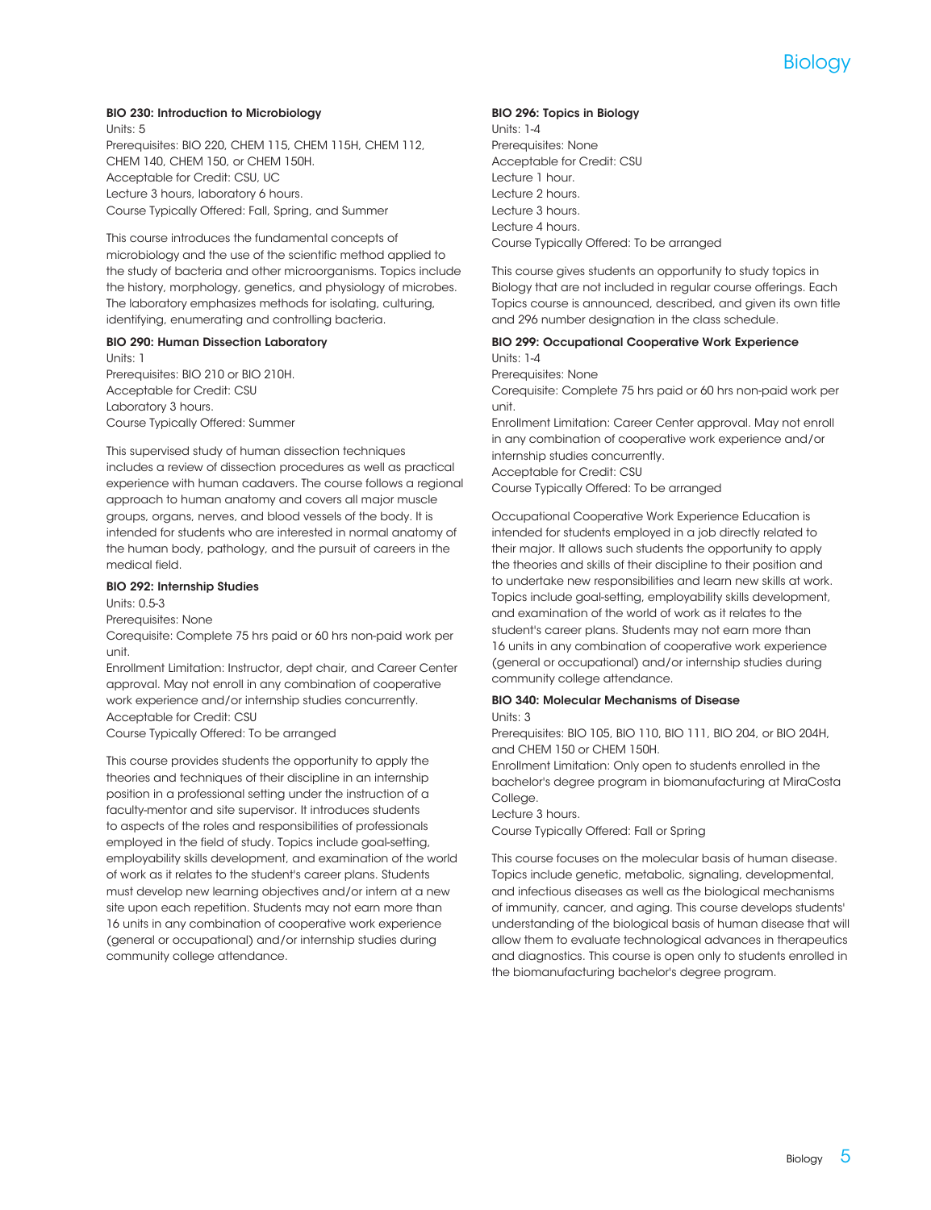**BIO 230: Introduction to Microbiology**

Units: 5
Prerequisites: BIO 220, CHEM 115, CHEM 115H, CHEM 112, CHEM 140, CHEM 150, or CHEM 150H.
Acceptable for Credit: CSU, UC
Lecture 3 hours, laboratory 6 hours.
Course Typically Offered: Fall, Spring, and Summer

This course introduces the fundamental concepts of microbiology and the use of the scientific method applied to the study of bacteria and other microorganisms. Topics include the history, morphology, genetics, and physiology of microbes. The laboratory emphasizes methods for isolating, culturing, identifying, enumerating and controlling bacteria.

**BIO 290: Human Dissection Laboratory**

Units: 1
Prerequisites: BIO 210 or BIO 210H.
Acceptable for Credit: CSU
Laboratory 3 hours.
Course Typically Offered: Summer

This supervised study of human dissection techniques includes a review of dissection procedures as well as practical experience with human cadavers. The course follows a regional approach to human anatomy and covers all major muscle groups, organs, nerves, and blood vessels of the body. It is intended for students who are interested in normal anatomy of the human body, pathology, and the pursuit of careers in the medical field.

**BIO 292: Internship Studies**

Units: 0.5-3
Prerequisites: None
Corequisite: Complete 75 hrs paid or 60 hrs non-paid work per unit.
Enrollment Limitation: Instructor, dept chair, and Career Center approval. May not enroll in any combination of cooperative work experience and/or internship studies concurrently.
Acceptable for Credit: CSU
Course Typically Offered: To be arranged

This course provides students the opportunity to apply the theories and techniques of their discipline in an internship position in a professional setting under the instruction of a faculty-mentor and site supervisor. It introduces students to aspects of the roles and responsibilities of professionals employed in the field of study. Topics include goal-setting, employability skills development, and examination of the world of work as it relates to the student's career plans. Students must develop new learning objectives and/or intern at a new site upon each repetition. Students may not earn more than 16 units in any combination of cooperative work experience (general or occupational) and/or internship studies during community college attendance.

**BIO 296: Topics in Biology**

Units: 1-4
Prerequisites: None
Acceptable for Credit: CSU
Lecture 1 hour.
Lecture 2 hours.
Lecture 3 hours.
Lecture 4 hours.
Course Typically Offered: To be arranged

This course gives students an opportunity to study topics in Biology that are not included in regular course offerings. Each Topics course is announced, described, and given its own title and 296 number designation in the class schedule.

**BIO 299: Occupational Cooperative Work Experience**

Units: 1-4
Prerequisites: None
Corequisite: Complete 75 hrs paid or 60 hrs non-paid work per unit.
Enrollment Limitation: Career Center approval. May not enroll in any combination of cooperative work experience and/or internship studies concurrently.
Acceptable for Credit: CSU
Course Typically Offered: To be arranged

Occupational Cooperative Work Experience Education is intended for students employed in a job directly related to their major. It allows such students the opportunity to apply the theories and skills of their discipline to their position and to undertake new responsibilities and learn new skills at work. Topics include goal-setting, employability skills development, and examination of the world of work as it relates to the student's career plans. Students may not earn more than 16 units in any combination of cooperative work experience (general or occupational) and/or internship studies during community college attendance.

**BIO 340: Molecular Mechanisms of Disease**

Units: 3
Prerequisites: BIO 105, BIO 110, BIO 111, BIO 204, or BIO 204H, and CHEM 150 or CHEM 150H.
Enrollment Limitation: Only open to students enrolled in the bachelor's degree program in biomanufacturing at MiraCosta College.
Lecture 3 hours.
Course Typically Offered: Fall or Spring

This course focuses on the molecular basis of human disease. Topics include genetic, metabolic, signaling, developmental, and infectious diseases as well as the biological mechanisms of immunity, cancer, and aging. This course develops students' understanding of the biological basis of human disease that will allow them to evaluate technological advances in therapeutics and diagnostics. This course is open only to students enrolled in the biomanufacturing bachelor's degree program.